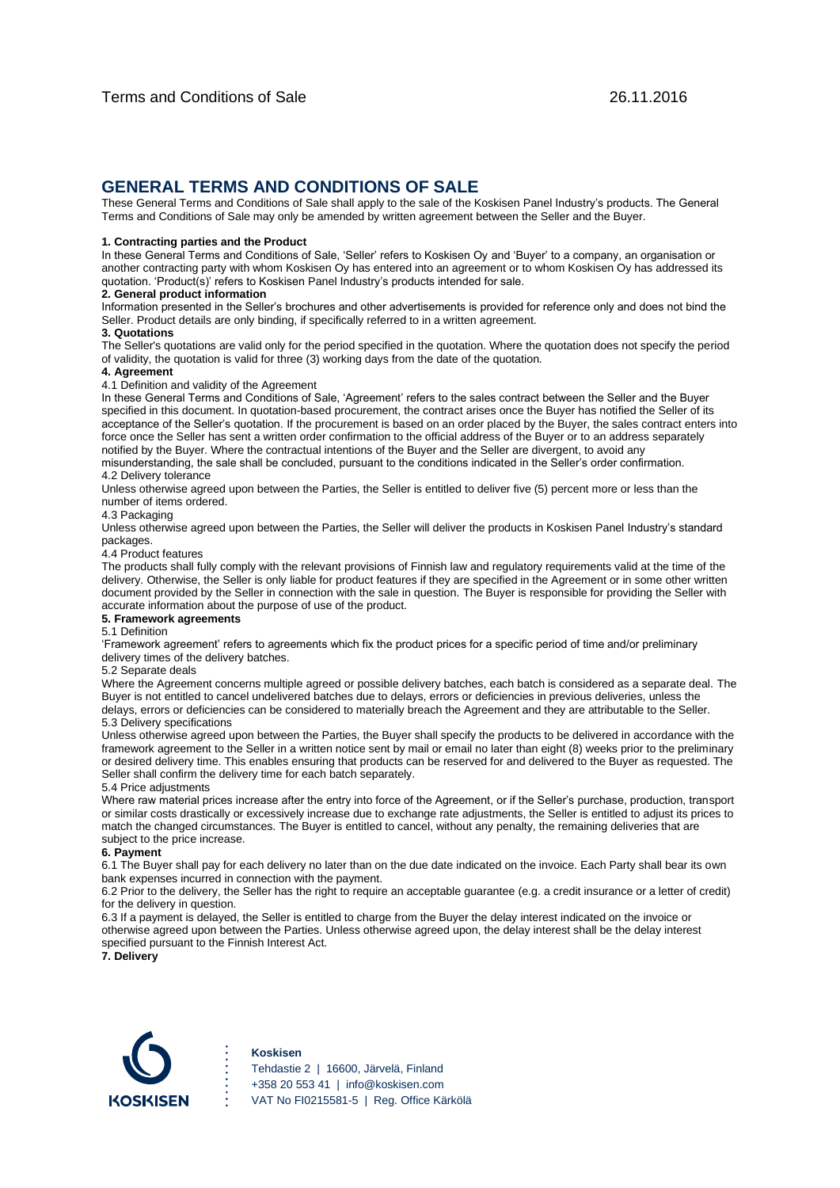Terms and Conditions of Sale 26.11.2016

# GENERAL TERMS AND CONDITIONS OF SALE

These General Terms and Conditions of Sale shall apply to the sale of the Koskisen Panel Industry's products. The General Terms and Conditions of Sale may only be amended by written agreement between the Seller and the Buyer.

**1. Contracting parties and the Product**

In these General Terms and Conditions of Sale, 'Seller' refers to Koskisen Oy and 'Buyer' to a company, an organisation or another contracting party with whom Koskisen Oy has entered into an agreement or to whom Koskisen Oy has addressed its quotation. 'Product(s)' refers to Koskisen Panel Industry's products intended for sale.

**2. General product information**

Information presented in the Seller's brochures and other advertisements is provided for reference only and does not bind the Seller. Product details are only binding, if specifically referred to in a written agreement.

**3. Quotations**

The Seller's quotations are valid only for the period specified in the quotation. Where the quotation does not specify the period of validity, the quotation is valid for three (3) working days from the date of the quotation.

**4. Agreement**

4.1 Definition and validity of the Agreement

In these General Terms and Conditions of Sale, 'Agreement' refers to the sales contract between the Seller and the Buyer specified in this document. In quotation-based procurement, the contract arises once the Buyer has notified the Seller of its acceptance of the Seller's quotation. If the procurement is based on an order placed by the Buyer, the sales contract enters into force once the Seller has sent a written order confirmation to the official address of the Buyer or to an address separately notified by the Buyer. Where the contractual intentions of the Buyer and the Seller are divergent, to avoid any misunderstanding, the sale shall be concluded, pursuant to the conditions indicated in the Seller's order confirmation.

4.2 Delivery tolerance

Unless otherwise agreed upon between the Parties, the Seller is entitled to deliver five (5) percent more or less than the number of items ordered.

4.3 Packaging

Unless otherwise agreed upon between the Parties, the Seller will deliver the products in Koskisen Panel Industry's standard packages.

4.4 Product features

The products shall fully comply with the relevant provisions of Finnish law and regulatory requirements valid at the time of the delivery. Otherwise, the Seller is only liable for product features if they are specified in the Agreement or in some other written document provided by the Seller in connection with the sale in question. The Buyer is responsible for providing the Seller with accurate information about the purpose of use of the product.

**5. Framework agreements**

5.1 Definition

'Framework agreement' refers to agreements which fix the product prices for a specific period of time and/or preliminary delivery times of the delivery batches.

5.2 Separate deals

Where the Agreement concerns multiple agreed or possible delivery batches, each batch is considered as a separate deal. The Buyer is not entitled to cancel undelivered batches due to delays, errors or deficiencies in previous deliveries, unless the delays, errors or deficiencies can be considered to materially breach the Agreement and they are attributable to the Seller.

5.3 Delivery specifications

Unless otherwise agreed upon between the Parties, the Buyer shall specify the products to be delivered in accordance with the framework agreement to the Seller in a written notice sent by mail or email no later than eight (8) weeks prior to the preliminary or desired delivery time. This enables ensuring that products can be reserved for and delivered to the Buyer as requested. The Seller shall confirm the delivery time for each batch separately.

5.4 Price adjustments

Where raw material prices increase after the entry into force of the Agreement, or if the Seller's purchase, production, transport or similar costs drastically or excessively increase due to exchange rate adjustments, the Seller is entitled to adjust its prices to match the changed circumstances. The Buyer is entitled to cancel, without any penalty, the remaining deliveries that are subject to the price increase.

**6. Payment**

6.1 The Buyer shall pay for each delivery no later than on the due date indicated on the invoice. Each Party shall bear its own bank expenses incurred in connection with the payment.

6.2 Prior to the delivery, the Seller has the right to require an acceptable guarantee (e.g. a credit insurance or a letter of credit) for the delivery in question.

6.3 If a payment is delayed, the Seller is entitled to charge from the Buyer the delay interest indicated on the invoice or otherwise agreed upon between the Parties. Unless otherwise agreed upon, the delay interest shall be the delay interest specified pursuant to the Finnish Interest Act.

**7. Delivery**

**Koskisen**
Tehdastie 2 | 16600, Järvelä, Finland
+358 20 553 41 | info@koskisen.com
VAT No FI0215581-5 | Reg. Office Kärkölä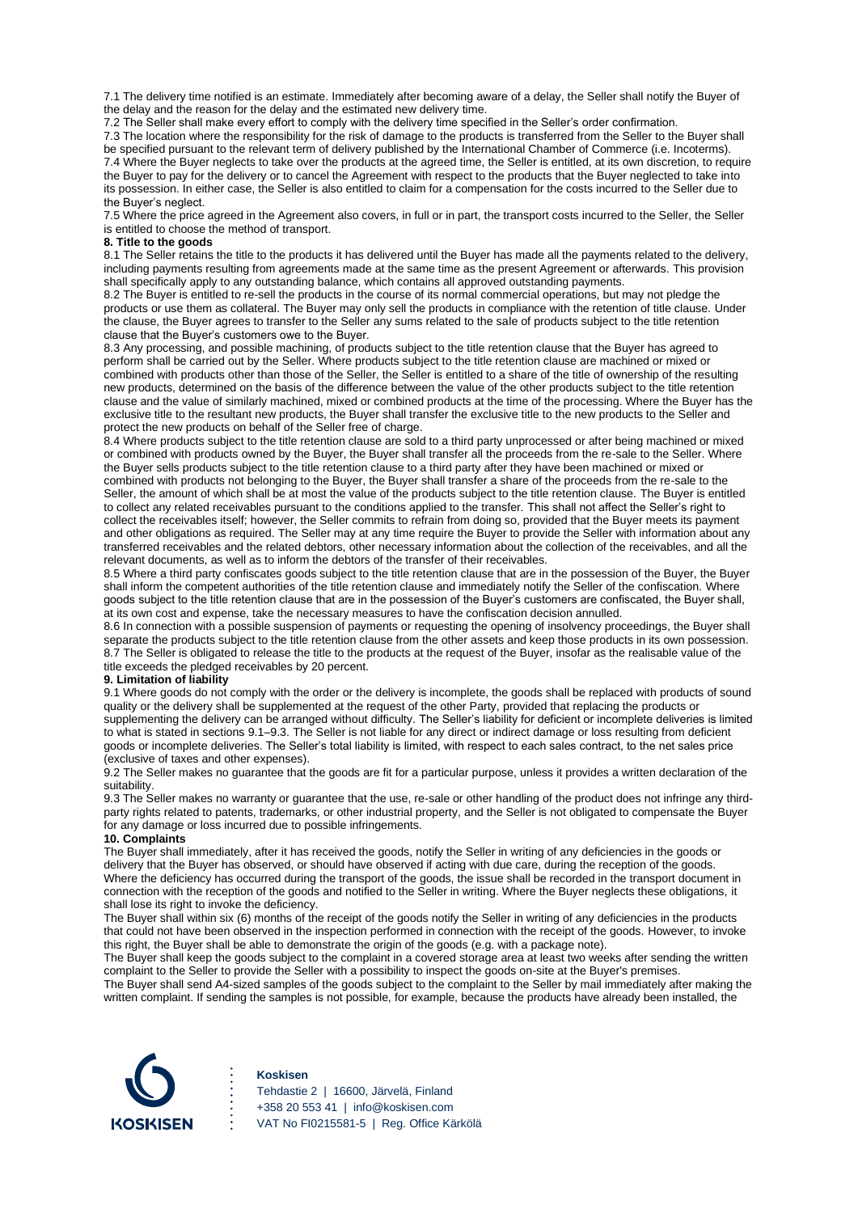7.1 The delivery time notified is an estimate. Immediately after becoming aware of a delay, the Seller shall notify the Buyer of the delay and the reason for the delay and the estimated new delivery time.

7.2 The Seller shall make every effort to comply with the delivery time specified in the Seller's order confirmation.

7.3 The location where the responsibility for the risk of damage to the products is transferred from the Seller to the Buyer shall be specified pursuant to the relevant term of delivery published by the International Chamber of Commerce (i.e. Incoterms).

7.4 Where the Buyer neglects to take over the products at the agreed time, the Seller is entitled, at its own discretion, to require the Buyer to pay for the delivery or to cancel the Agreement with respect to the products that the Buyer neglected to take into its possession. In either case, the Seller is also entitled to claim for a compensation for the costs incurred to the Seller due to the Buyer's neglect.

7.5 Where the price agreed in the Agreement also covers, in full or in part, the transport costs incurred to the Seller, the Seller is entitled to choose the method of transport.

**8. Title to the goods**

8.1 The Seller retains the title to the products it has delivered until the Buyer has made all the payments related to the delivery, including payments resulting from agreements made at the same time as the present Agreement or afterwards. This provision shall specifically apply to any outstanding balance, which contains all approved outstanding payments.

8.2 The Buyer is entitled to re-sell the products in the course of its normal commercial operations, but may not pledge the products or use them as collateral. The Buyer may only sell the products in compliance with the retention of title clause. Under the clause, the Buyer agrees to transfer to the Seller any sums related to the sale of products subject to the title retention clause that the Buyer's customers owe to the Buyer.

8.3 Any processing, and possible machining, of products subject to the title retention clause that the Buyer has agreed to perform shall be carried out by the Seller. Where products subject to the title retention clause are machined or mixed or combined with products other than those of the Seller, the Seller is entitled to a share of the title of ownership of the resulting new products, determined on the basis of the difference between the value of the other products subject to the title retention clause and the value of similarly machined, mixed or combined products at the time of the processing. Where the Buyer has the exclusive title to the resultant new products, the Buyer shall transfer the exclusive title to the new products to the Seller and protect the new products on behalf of the Seller free of charge.

8.4 Where products subject to the title retention clause are sold to a third party unprocessed or after being machined or mixed or combined with products owned by the Buyer, the Buyer shall transfer all the proceeds from the re-sale to the Seller. Where the Buyer sells products subject to the title retention clause to a third party after they have been machined or mixed or combined with products not belonging to the Buyer, the Buyer shall transfer a share of the proceeds from the re-sale to the Seller, the amount of which shall be at most the value of the products subject to the title retention clause. The Buyer is entitled to collect any related receivables pursuant to the conditions applied to the transfer. This shall not affect the Seller's right to collect the receivables itself; however, the Seller commits to refrain from doing so, provided that the Buyer meets its payment and other obligations as required. The Seller may at any time require the Buyer to provide the Seller with information about any transferred receivables and the related debtors, other necessary information about the collection of the receivables, and all the relevant documents, as well as to inform the debtors of the transfer of their receivables.

8.5 Where a third party confiscates goods subject to the title retention clause that are in the possession of the Buyer, the Buyer shall inform the competent authorities of the title retention clause and immediately notify the Seller of the confiscation. Where goods subject to the title retention clause that are in the possession of the Buyer's customers are confiscated, the Buyer shall, at its own cost and expense, take the necessary measures to have the confiscation decision annulled.

8.6 In connection with a possible suspension of payments or requesting the opening of insolvency proceedings, the Buyer shall separate the products subject to the title retention clause from the other assets and keep those products in its own possession.

8.7 The Seller is obligated to release the title to the products at the request of the Buyer, insofar as the realisable value of the title exceeds the pledged receivables by 20 percent.

**9. Limitation of liability**

9.1 Where goods do not comply with the order or the delivery is incomplete, the goods shall be replaced with products of sound quality or the delivery shall be supplemented at the request of the other Party, provided that replacing the products or supplementing the delivery can be arranged without difficulty. The Seller's liability for deficient or incomplete deliveries is limited to what is stated in sections 9.1–9.3. The Seller is not liable for any direct or indirect damage or loss resulting from deficient goods or incomplete deliveries. The Seller's total liability is limited, with respect to each sales contract, to the net sales price (exclusive of taxes and other expenses).

9.2 The Seller makes no guarantee that the goods are fit for a particular purpose, unless it provides a written declaration of the suitability.

9.3 The Seller makes no warranty or guarantee that the use, re-sale or other handling of the product does not infringe any third-party rights related to patents, trademarks, or other industrial property, and the Seller is not obligated to compensate the Buyer for any damage or loss incurred due to possible infringements.

**10. Complaints**

The Buyer shall immediately, after it has received the goods, notify the Seller in writing of any deficiencies in the goods or delivery that the Buyer has observed, or should have observed if acting with due care, during the reception of the goods. Where the deficiency has occurred during the transport of the goods, the issue shall be recorded in the transport document in connection with the reception of the goods and notified to the Seller in writing. Where the Buyer neglects these obligations, it shall lose its right to invoke the deficiency.

The Buyer shall within six (6) months of the receipt of the goods notify the Seller in writing of any deficiencies in the products that could not have been observed in the inspection performed in connection with the receipt of the goods. However, to invoke this right, the Buyer shall be able to demonstrate the origin of the goods (e.g. with a package note).

The Buyer shall keep the goods subject to the complaint in a covered storage area at least two weeks after sending the written complaint to the Seller to provide the Seller with a possibility to inspect the goods on-site at the Buyer's premises.

The Buyer shall send A4-sized samples of the goods subject to the complaint to the Seller by mail immediately after making the written complaint. If sending the samples is not possible, for example, because the products have already been installed, the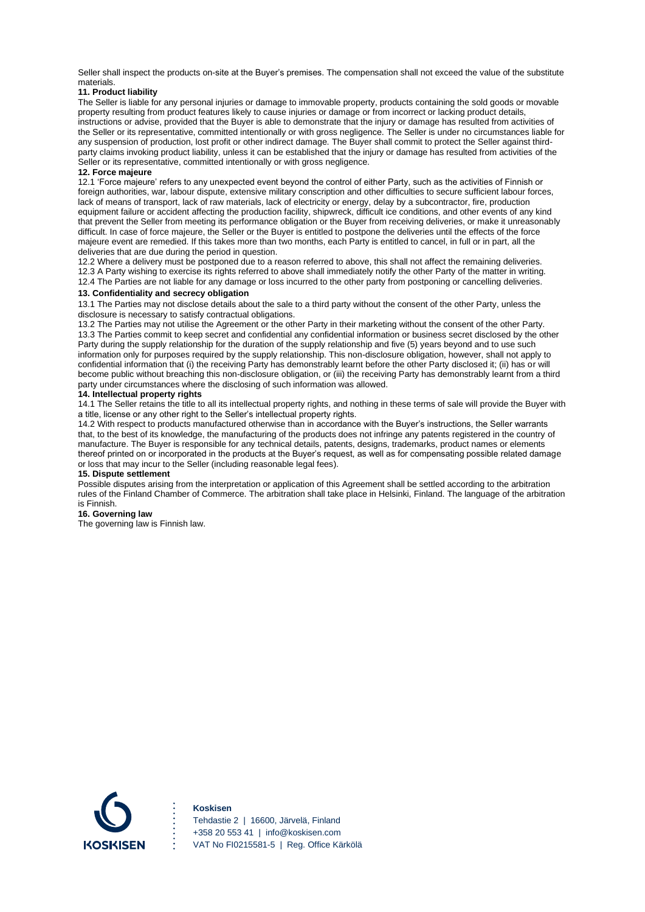Seller shall inspect the products on-site at the Buyer's premises. The compensation shall not exceed the value of the substitute materials.

**11. Product liability**

The Seller is liable for any personal injuries or damage to immovable property, products containing the sold goods or movable property resulting from product features likely to cause injuries or damage or from incorrect or lacking product details, instructions or advise, provided that the Buyer is able to demonstrate that the injury or damage has resulted from activities of the Seller or its representative, committed intentionally or with gross negligence. The Seller is under no circumstances liable for any suspension of production, lost profit or other indirect damage. The Buyer shall commit to protect the Seller against third-party claims invoking product liability, unless it can be established that the injury or damage has resulted from activities of the Seller or its representative, committed intentionally or with gross negligence.

**12. Force majeure**

12.1 'Force majeure' refers to any unexpected event beyond the control of either Party, such as the activities of Finnish or foreign authorities, war, labour dispute, extensive military conscription and other difficulties to secure sufficient labour forces, lack of means of transport, lack of raw materials, lack of electricity or energy, delay by a subcontractor, fire, production equipment failure or accident affecting the production facility, shipwreck, difficult ice conditions, and other events of any kind that prevent the Seller from meeting its performance obligation or the Buyer from receiving deliveries, or make it unreasonably difficult. In case of force majeure, the Seller or the Buyer is entitled to postpone the deliveries until the effects of the force majeure event are remedied. If this takes more than two months, each Party is entitled to cancel, in full or in part, all the deliveries that are due during the period in question.

12.2 Where a delivery must be postponed due to a reason referred to above, this shall not affect the remaining deliveries.

12.3 A Party wishing to exercise its rights referred to above shall immediately notify the other Party of the matter in writing.

12.4 The Parties are not liable for any damage or loss incurred to the other party from postponing or cancelling deliveries.

**13. Confidentiality and secrecy obligation**

13.1 The Parties may not disclose details about the sale to a third party without the consent of the other Party, unless the disclosure is necessary to satisfy contractual obligations.

13.2 The Parties may not utilise the Agreement or the other Party in their marketing without the consent of the other Party.

13.3 The Parties commit to keep secret and confidential any confidential information or business secret disclosed by the other Party during the supply relationship for the duration of the supply relationship and five (5) years beyond and to use such information only for purposes required by the supply relationship. This non-disclosure obligation, however, shall not apply to confidential information that (i) the receiving Party has demonstrably learnt before the other Party disclosed it; (ii) has or will become public without breaching this non-disclosure obligation, or (iii) the receiving Party has demonstrably learnt from a third party under circumstances where the disclosing of such information was allowed.

**14. Intellectual property rights**

14.1 The Seller retains the title to all its intellectual property rights, and nothing in these terms of sale will provide the Buyer with a title, license or any other right to the Seller's intellectual property rights.

14.2 With respect to products manufactured otherwise than in accordance with the Buyer's instructions, the Seller warrants that, to the best of its knowledge, the manufacturing of the products does not infringe any patents registered in the country of manufacture. The Buyer is responsible for any technical details, patents, designs, trademarks, product names or elements thereof printed on or incorporated in the products at the Buyer's request, as well as for compensating possible related damage or loss that may incur to the Seller (including reasonable legal fees).

**15. Dispute settlement**

Possible disputes arising from the interpretation or application of this Agreement shall be settled according to the arbitration rules of the Finland Chamber of Commerce. The arbitration shall take place in Helsinki, Finland. The language of the arbitration is Finnish.

**16. Governing law**

The governing law is Finnish law.